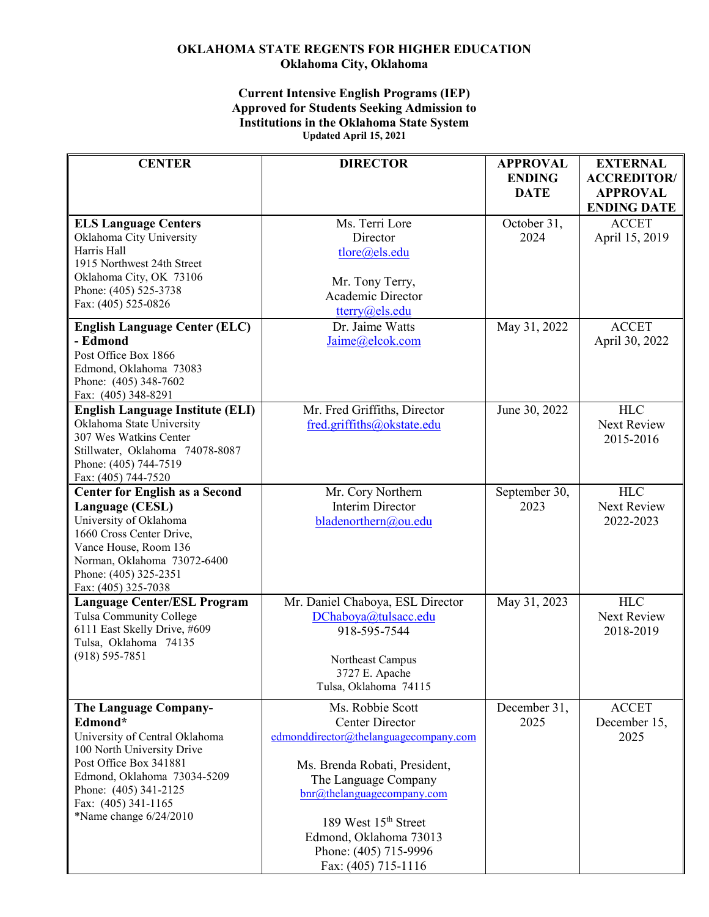**OKLAHOMA STATE REGENTS FOR HIGHER EDUCATION**
**Oklahoma City, Oklahoma**

**Current Intensive English Programs (IEP)**
**Approved for Students Seeking Admission to**
**Institutions in the Oklahoma State System**
**Updated April 15, 2021**

| CENTER | DIRECTOR | APPROVAL ENDING DATE | EXTERNAL ACCREDITOR/ APPROVAL ENDING DATE |
|---|---|---|---|
| **ELS Language Centers**<br>Oklahoma City University<br>Harris Hall<br>1915 Northwest 24th Street<br>Oklahoma City, OK 73106<br>Phone: (405) 525-3738<br>Fax: (405) 525-0826 | Ms. Terri Lore<br>Director<br>tlore@els.edu<br><br>Mr. Tony Terry,<br>Academic Director<br>tterry@els.edu | October 31, 2024 | ACCET<br>April 15, 2019 |
| **English Language Center (ELC) - Edmond**<br>Post Office Box 1866<br>Edmond, Oklahoma 73083<br>Phone: (405) 348-7602<br>Fax: (405) 348-8291 | Dr. Jaime Watts<br>Jaime@elcok.com | May 31, 2022 | ACCET<br>April 30, 2022 |
| **English Language Institute (ELI)**<br>Oklahoma State University<br>307 Wes Watkins Center<br>Stillwater, Oklahoma 74078-8087<br>Phone: (405) 744-7519<br>Fax: (405) 744-7520 | Mr. Fred Griffiths, Director<br>fred.griffiths@okstate.edu | June 30, 2022 | HLC<br>Next Review<br>2015-2016 |
| **Center for English as a Second Language (CESL)**<br>University of Oklahoma<br>1660 Cross Center Drive,<br>Vance House, Room 136<br>Norman, Oklahoma 73072-6400<br>Phone: (405) 325-2351<br>Fax: (405) 325-7038 | Mr. Cory Northern<br>Interim Director<br>bladenorthern@ou.edu | September 30, 2023 | HLC<br>Next Review<br>2022-2023 |
| **Language Center/ESL Program**<br>Tulsa Community College<br>6111 East Skelly Drive, #609<br>Tulsa, Oklahoma 74135<br>(918) 595-7851 | Mr. Daniel Chaboya, ESL Director<br>DChaboya@tulsacc.edu<br>918-595-7544<br><br>Northeast Campus<br>3727 E. Apache<br>Tulsa, Oklahoma 74115 | May 31, 2023 | HLC<br>Next Review<br>2018-2019 |
| **The Language Company-Edmond***<br>University of Central Oklahoma<br>100 North University Drive<br>Post Office Box 341881<br>Edmond, Oklahoma 73034-5209<br>Phone: (405) 341-2125<br>Fax: (405) 341-1165<br>*Name change 6/24/2010 | Ms. Robbie Scott<br>Center Director<br>edmonddirector@thelanguagecompany.com<br><br>Ms. Brenda Robati, President,<br>The Language Company<br>bnr@thelanguagecompany.com<br><br>189 West 15th Street<br>Edmond, Oklahoma 73013<br>Phone: (405) 715-9996<br>Fax: (405) 715-1116 | December 31, 2025 | ACCET<br>December 15, 2025 |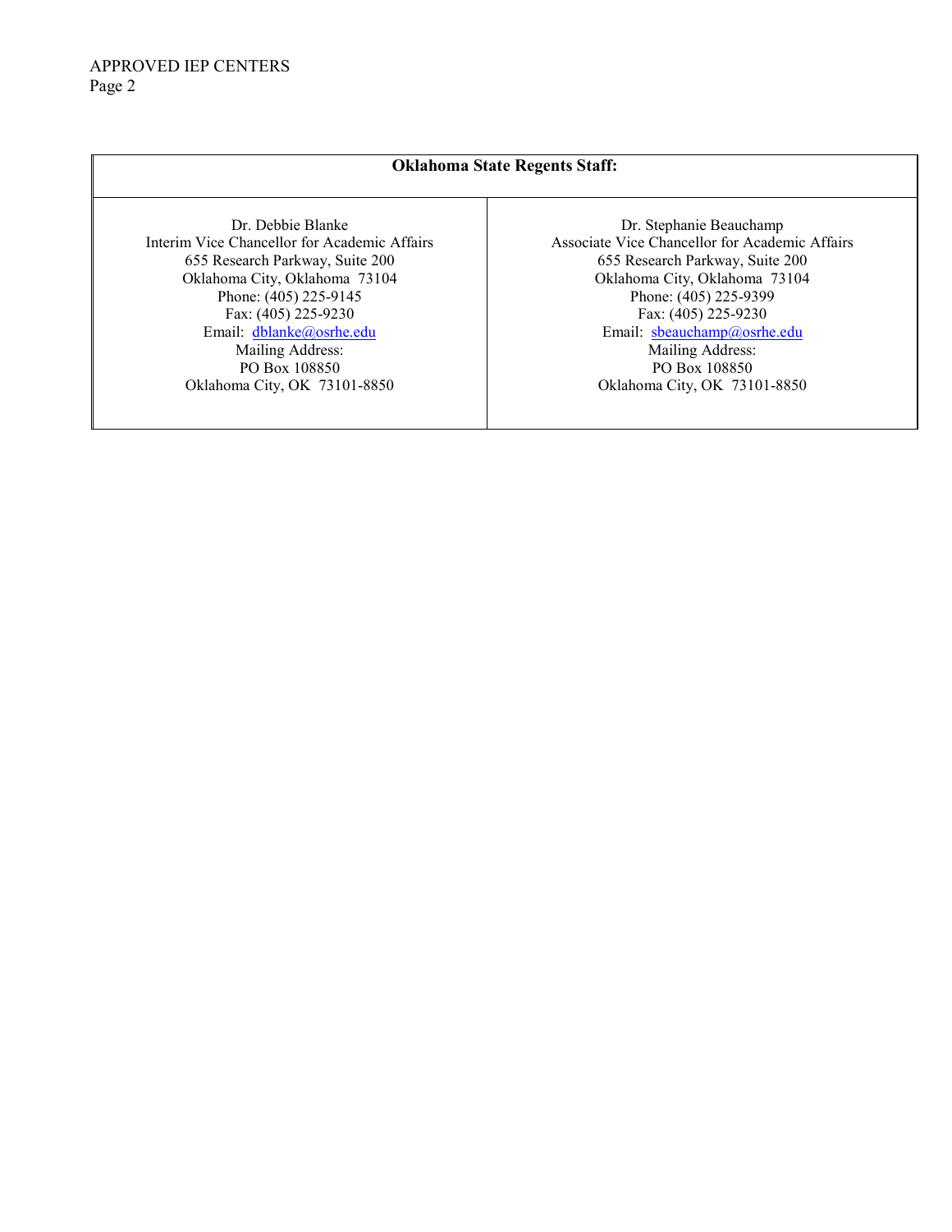| Oklahoma State Regents Staff: | |
| --- | --- |
| Dr. Debbie Blanke<br>Interim Vice Chancellor for Academic Affairs<br>655 Research Parkway, Suite 200<br>Oklahoma City, Oklahoma 73104<br>Phone: (405) 225-9145<br>Fax: (405) 225-9230<br>Email: dblanke@osrhe.edu<br>Mailing Address:<br>PO Box 108850<br>Oklahoma City, OK 73101-8850 | Dr. Stephanie Beauchamp<br>Associate Vice Chancellor for Academic Affairs<br>655 Research Parkway, Suite 200<br>Oklahoma City, Oklahoma 73104<br>Phone: (405) 225-9399<br>Fax: (405) 225-9230<br>Email: sbeauchamp@osrhe.edu<br>Mailing Address:<br>PO Box 108850<br>Oklahoma City, OK 73101-8850 |